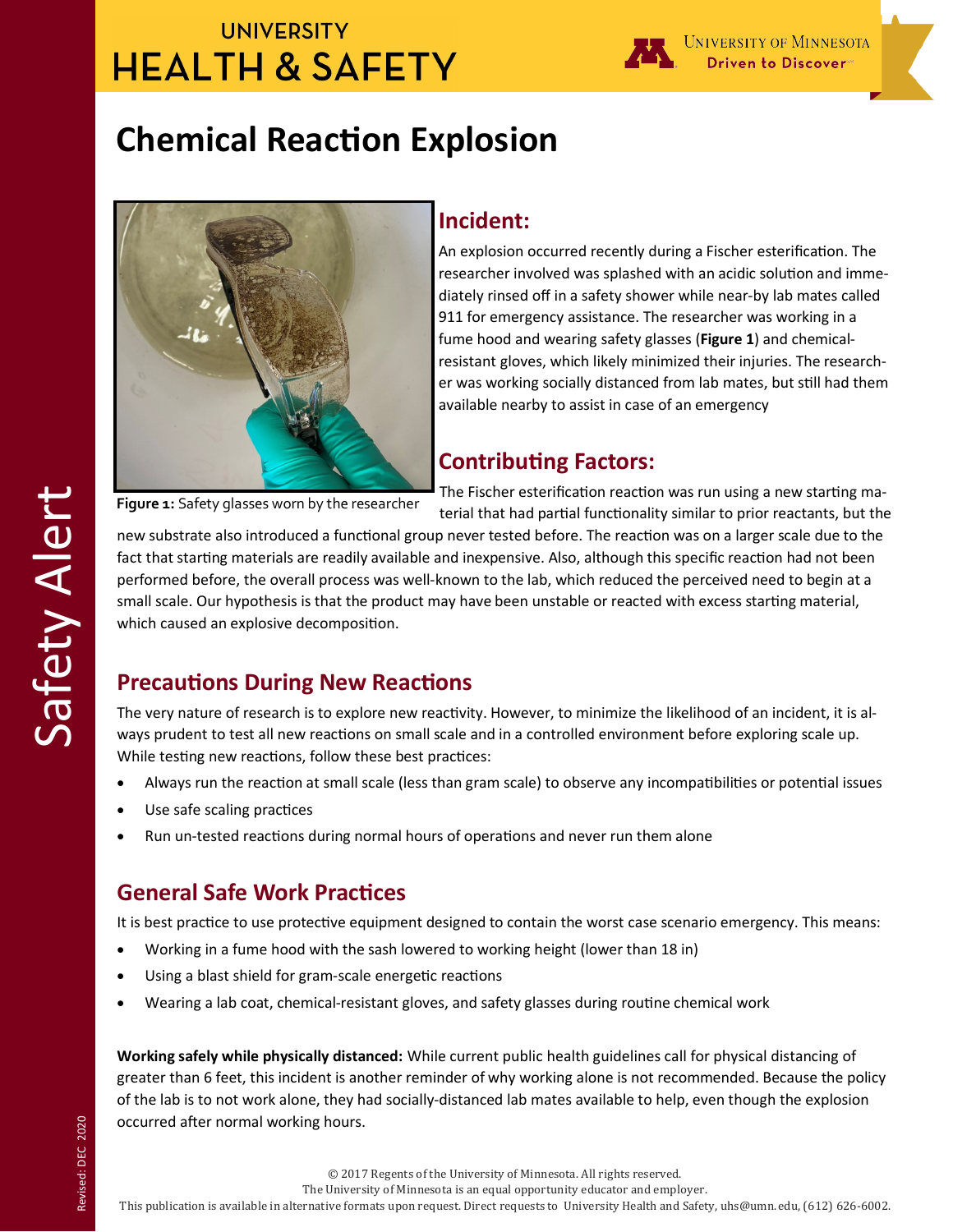UNIVERSITY HEALTH & SAFETY

University of Minnesota
Driven to Discover

Safety Alert

# Chemical Reaction Explosion

## Incident:

An explosion occurred recently during a Fischer esterification. The researcher involved was splashed with an acidic solution and immediately rinsed off in a safety shower while near-by lab mates called 911 for emergency assistance. The researcher was working in a fume hood and wearing safety glasses (**Figure 1**) and chemical-resistant gloves, which likely minimized their injuries. The researcher was working socially distanced from lab mates, but still had them available nearby to assist in case of an emergency

**Figure 1:** Safety glasses worn by the researcher

## Contributing Factors:

The Fischer esterification reaction was run using a new starting material that had partial functionality similar to prior reactants, but the new substrate also introduced a functional group never tested before. The reaction was on a larger scale due to the fact that starting materials are readily available and inexpensive. Also, although this specific reaction had not been performed before, the overall process was well-known to the lab, which reduced the perceived need to begin at a small scale. Our hypothesis is that the product may have been unstable or reacted with excess starting material, which caused an explosive decomposition.

## Precautions During New Reactions

The very nature of research is to explore new reactivity. However, to minimize the likelihood of an incident, it is always prudent to test all new reactions on small scale and in a controlled environment before exploring scale up. While testing new reactions, follow these best practices:

- Always run the reaction at small scale (less than gram scale) to observe any incompatibilities or potential issues
- Use safe scaling practices
- Run un-tested reactions during normal hours of operations and never run them alone

## General Safe Work Practices

It is best practice to use protective equipment designed to contain the worst case scenario emergency. This means:

- Working in a fume hood with the sash lowered to working height (lower than 18 in)
- Using a blast shield for gram-scale energetic reactions
- Wearing a lab coat, chemical-resistant gloves, and safety glasses during routine chemical work

**Working safely while physically distanced:** While current public health guidelines call for physical distancing of greater than 6 feet, this incident is another reminder of why working alone is not recommended. Because the policy of the lab is to not work alone, they had socially-distanced lab mates available to help, even though the explosion occurred after normal working hours.

Revised: DEC 2020

© 2017 Regents of the University of Minnesota. All rights reserved.
The University of Minnesota is an equal opportunity educator and employer.
This publication is available in alternative formats upon request. Direct requests to University Health and Safety, uhs@umn.edu, (612) 626-6002.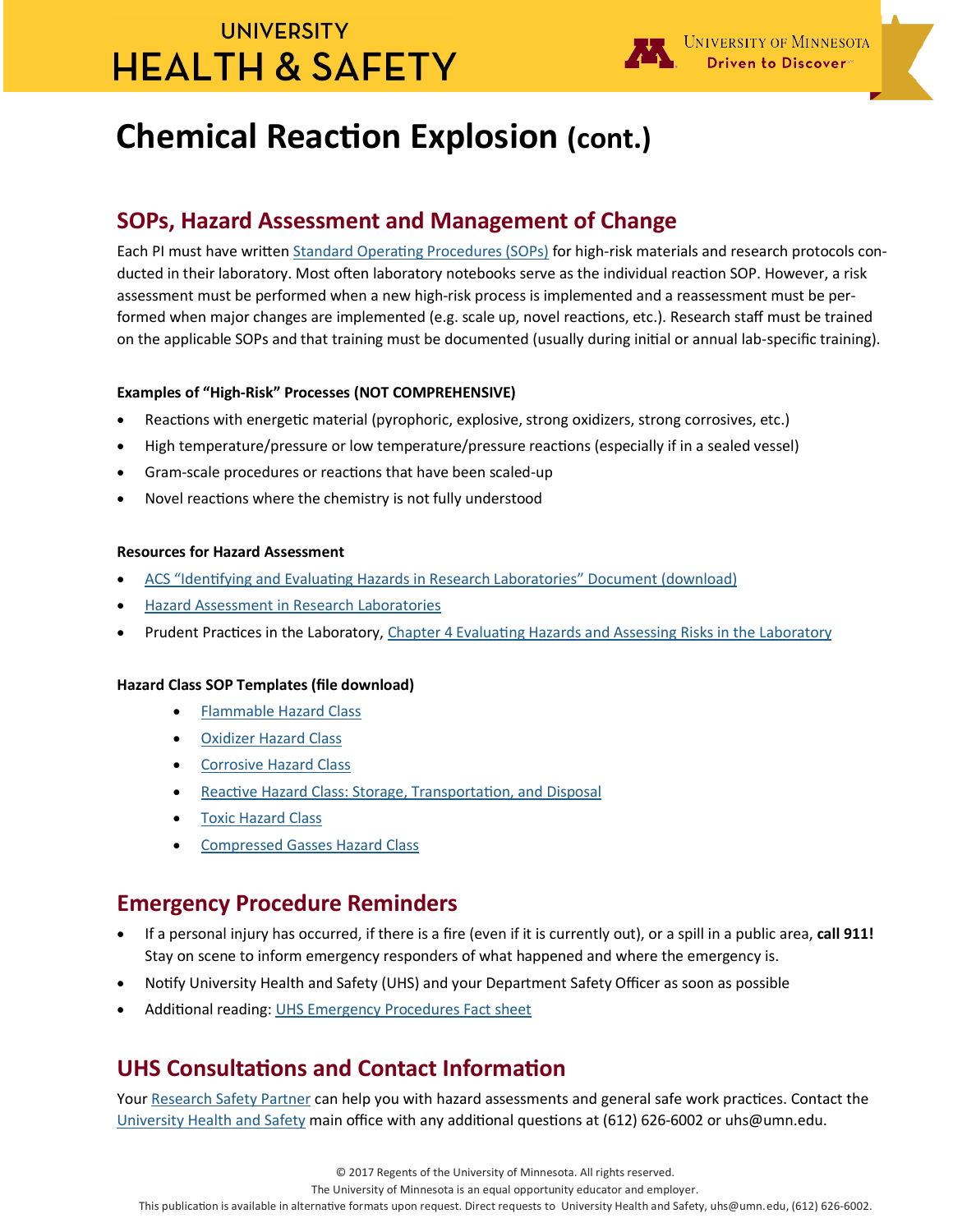# Chemical Reaction Explosion (cont.)

## SOPs, Hazard Assessment and Management of Change

Each PI must have written Standard Operating Procedures (SOPs) for high-risk materials and research protocols conducted in their laboratory. Most often laboratory notebooks serve as the individual reaction SOP. However, a risk assessment must be performed when a new high-risk process is implemented and a reassessment must be performed when major changes are implemented (e.g. scale up, novel reactions, etc.). Research staff must be trained on the applicable SOPs and that training must be documented (usually during initial or annual lab-specific training).

#### Examples of "High-Risk" Processes (NOT COMPREHENSIVE)

- Reactions with energetic material (pyrophoric, explosive, strong oxidizers, strong corrosives, etc.)
- High temperature/pressure or low temperature/pressure reactions (especially if in a sealed vessel)
- Gram-scale procedures or reactions that have been scaled-up
- Novel reactions where the chemistry is not fully understood

#### Resources for Hazard Assessment

- ACS "Identifying and Evaluating Hazards in Research Laboratories" Document (download)
- Hazard Assessment in Research Laboratories
- Prudent Practices in the Laboratory, Chapter 4 Evaluating Hazards and Assessing Risks in the Laboratory

#### Hazard Class SOP Templates (file download)

- Flammable Hazard Class
- Oxidizer Hazard Class
- Corrosive Hazard Class
- Reactive Hazard Class: Storage, Transportation, and Disposal
- Toxic Hazard Class
- Compressed Gasses Hazard Class

## Emergency Procedure Reminders

- If a personal injury has occurred, if there is a fire (even if it is currently out), or a spill in a public area, **call 911!** Stay on scene to inform emergency responders of what happened and where the emergency is.
- Notify University Health and Safety (UHS) and your Department Safety Officer as soon as possible
- Additional reading: UHS Emergency Procedures Fact sheet

## UHS Consultations and Contact Information

Your Research Safety Partner can help you with hazard assessments and general safe work practices. Contact the University Health and Safety main office with any additional questions at (612) 626-6002 or uhs@umn.edu.

© 2017 Regents of the University of Minnesota. All rights reserved.
The University of Minnesota is an equal opportunity educator and employer.
This publication is available in alternative formats upon request. Direct requests to University Health and Safety, uhs@umn.edu, (612) 626-6002.